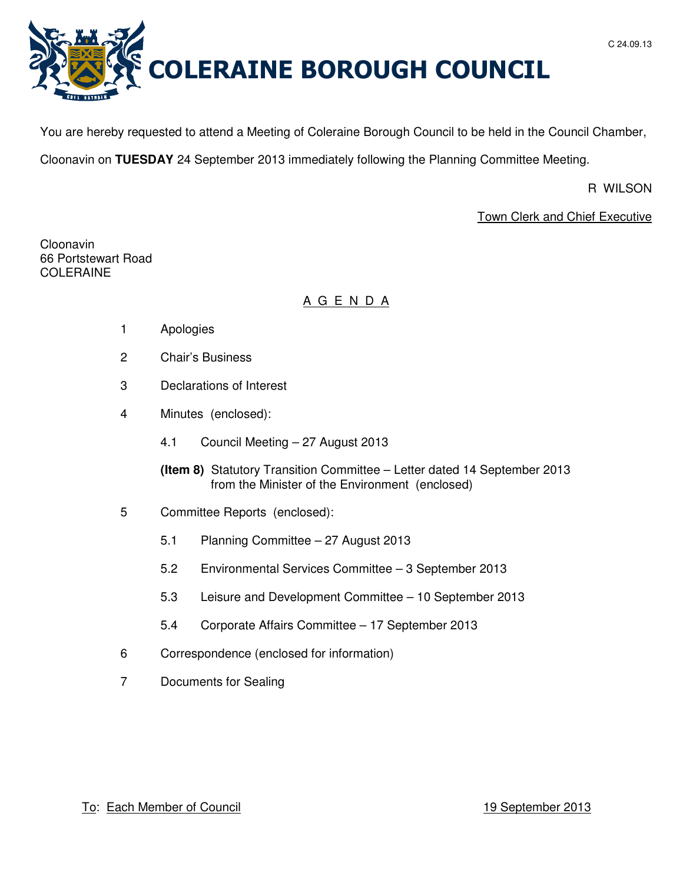C 24.09.13

# COLERAINE BOROUGH COUNCIL

You are hereby requested to attend a Meeting of Coleraine Borough Council to be held in the Council Chamber, Cloonavin on **TUESDAY** 24 September 2013 immediately following the Planning Committee Meeting.

R WILSON

Town Clerk and Chief Executive

Cloonavin
66 Portstewart Road
COLERAINE

## A G E N D A

1 Apologies

2 Chair's Business

3 Declarations of Interest

4 Minutes (enclosed):

  4.1 Council Meeting – 27 August 2013

  **(Item 8)** Statutory Transition Committee – Letter dated 14 September 2013 from the Minister of the Environment (enclosed)

5 Committee Reports (enclosed):

  5.1 Planning Committee – 27 August 2013

  5.2 Environmental Services Committee – 3 September 2013

  5.3 Leisure and Development Committee – 10 September 2013

  5.4 Corporate Affairs Committee – 17 September 2013

6 Correspondence (enclosed for information)

7 Documents for Sealing

To: Each Member of Council

19 September 2013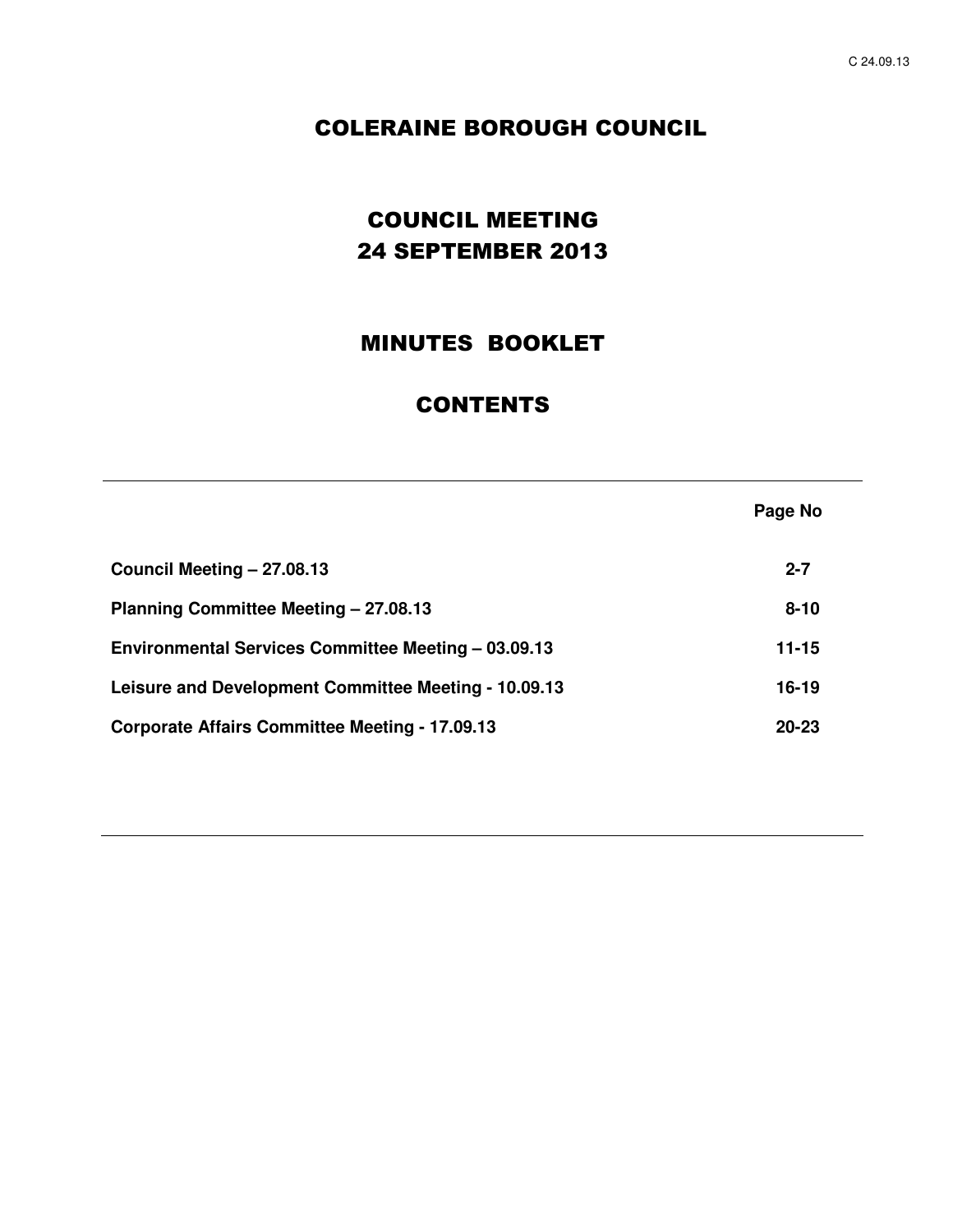# COLERAINE BOROUGH COUNCIL

## COUNCIL MEETING
## 24 SEPTEMBER 2013

## MINUTES BOOKLET

## CONTENTS

| | Page No |
|---|---|
| **Council Meeting – 27.08.13** | **2-7** |
| **Planning Committee Meeting – 27.08.13** | **8-10** |
| **Environmental Services Committee Meeting – 03.09.13** | **11-15** |
| **Leisure and Development Committee Meeting - 10.09.13** | **16-19** |
| **Corporate Affairs Committee Meeting - 17.09.13** | **20-23** |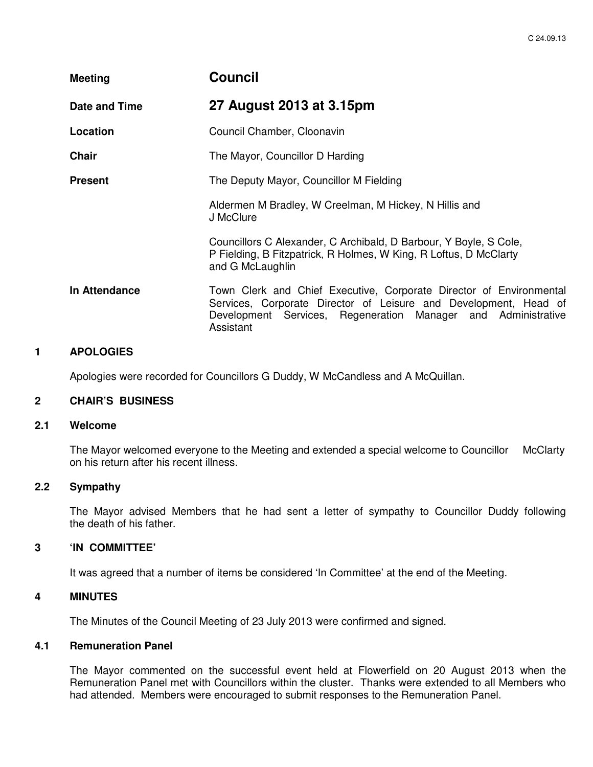| | |
|---|---|
| **Meeting** | **Council** |
| **Date and Time** | **27 August 2013 at 3.15pm** |
| **Location** | Council Chamber, Cloonavin |
| **Chair** | The Mayor, Councillor D Harding |
| **Present** | The Deputy Mayor, Councillor M Fielding<br><br>Aldermen M Bradley, W Creelman, M Hickey, N Hillis and J McClure<br><br>Councillors C Alexander, C Archibald, D Barbour, Y Boyle, S Cole, P Fielding, B Fitzpatrick, R Holmes, W King, R Loftus, D McClarty and G McLaughlin |
| **In Attendance** | Town Clerk and Chief Executive, Corporate Director of Environmental Services, Corporate Director of Leisure and Development, Head of Development Services, Regeneration Manager and Administrative Assistant |

## 1 APOLOGIES

Apologies were recorded for Councillors G Duddy, W McCandless and A McQuillan.

## 2 CHAIR'S BUSINESS

### 2.1 Welcome

The Mayor welcomed everyone to the Meeting and extended a special welcome to Councillor McClarty on his return after his recent illness.

### 2.2 Sympathy

The Mayor advised Members that he had sent a letter of sympathy to Councillor Duddy following the death of his father.

## 3 'IN COMMITTEE'

It was agreed that a number of items be considered 'In Committee' at the end of the Meeting.

## 4 MINUTES

The Minutes of the Council Meeting of 23 July 2013 were confirmed and signed.

### 4.1 Remuneration Panel

The Mayor commented on the successful event held at Flowerfield on 20 August 2013 when the Remuneration Panel met with Councillors within the cluster. Thanks were extended to all Members who had attended. Members were encouraged to submit responses to the Remuneration Panel.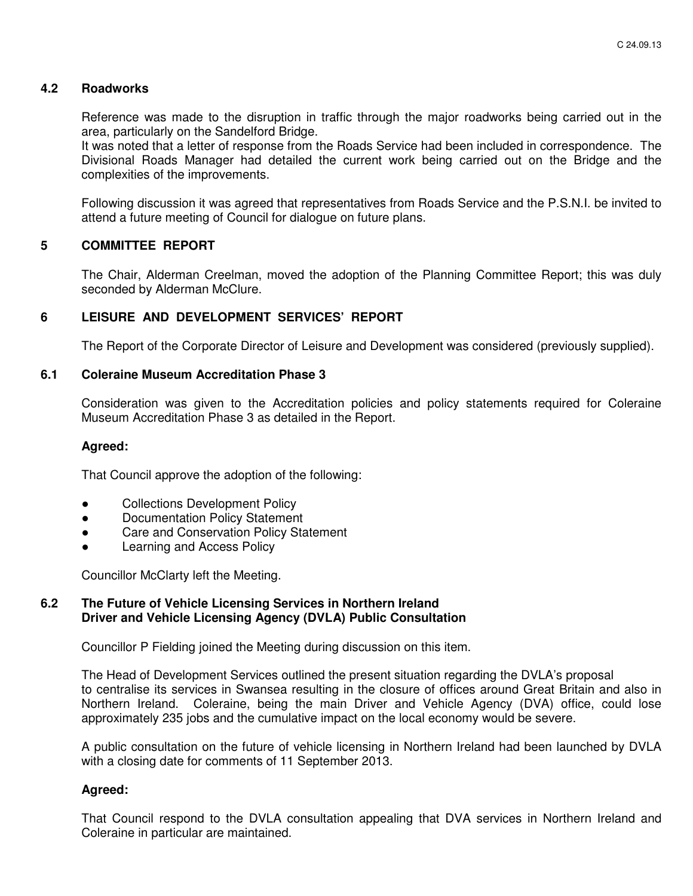### 4.2 Roadworks

Reference was made to the disruption in traffic through the major roadworks being carried out in the area, particularly on the Sandelford Bridge.
It was noted that a letter of response from the Roads Service had been included in correspondence. The Divisional Roads Manager had detailed the current work being carried out on the Bridge and the complexities of the improvements.

Following discussion it was agreed that representatives from Roads Service and the P.S.N.I. be invited to attend a future meeting of Council for dialogue on future plans.

## 5 COMMITTEE REPORT

The Chair, Alderman Creelman, moved the adoption of the Planning Committee Report; this was duly seconded by Alderman McClure.

## 6 LEISURE AND DEVELOPMENT SERVICES' REPORT

The Report of the Corporate Director of Leisure and Development was considered (previously supplied).

### 6.1 Coleraine Museum Accreditation Phase 3

Consideration was given to the Accreditation policies and policy statements required for Coleraine Museum Accreditation Phase 3 as detailed in the Report.

**Agreed:**

That Council approve the adoption of the following:

- Collections Development Policy
- Documentation Policy Statement
- Care and Conservation Policy Statement
- Learning and Access Policy

Councillor McClarty left the Meeting.

### 6.2 The Future of Vehicle Licensing Services in Northern Ireland Driver and Vehicle Licensing Agency (DVLA) Public Consultation

Councillor P Fielding joined the Meeting during discussion on this item.

The Head of Development Services outlined the present situation regarding the DVLA's proposal to centralise its services in Swansea resulting in the closure of offices around Great Britain and also in Northern Ireland. Coleraine, being the main Driver and Vehicle Agency (DVA) office, could lose approximately 235 jobs and the cumulative impact on the local economy would be severe.

A public consultation on the future of vehicle licensing in Northern Ireland had been launched by DVLA with a closing date for comments of 11 September 2013.

**Agreed:**

That Council respond to the DVLA consultation appealing that DVA services in Northern Ireland and Coleraine in particular are maintained.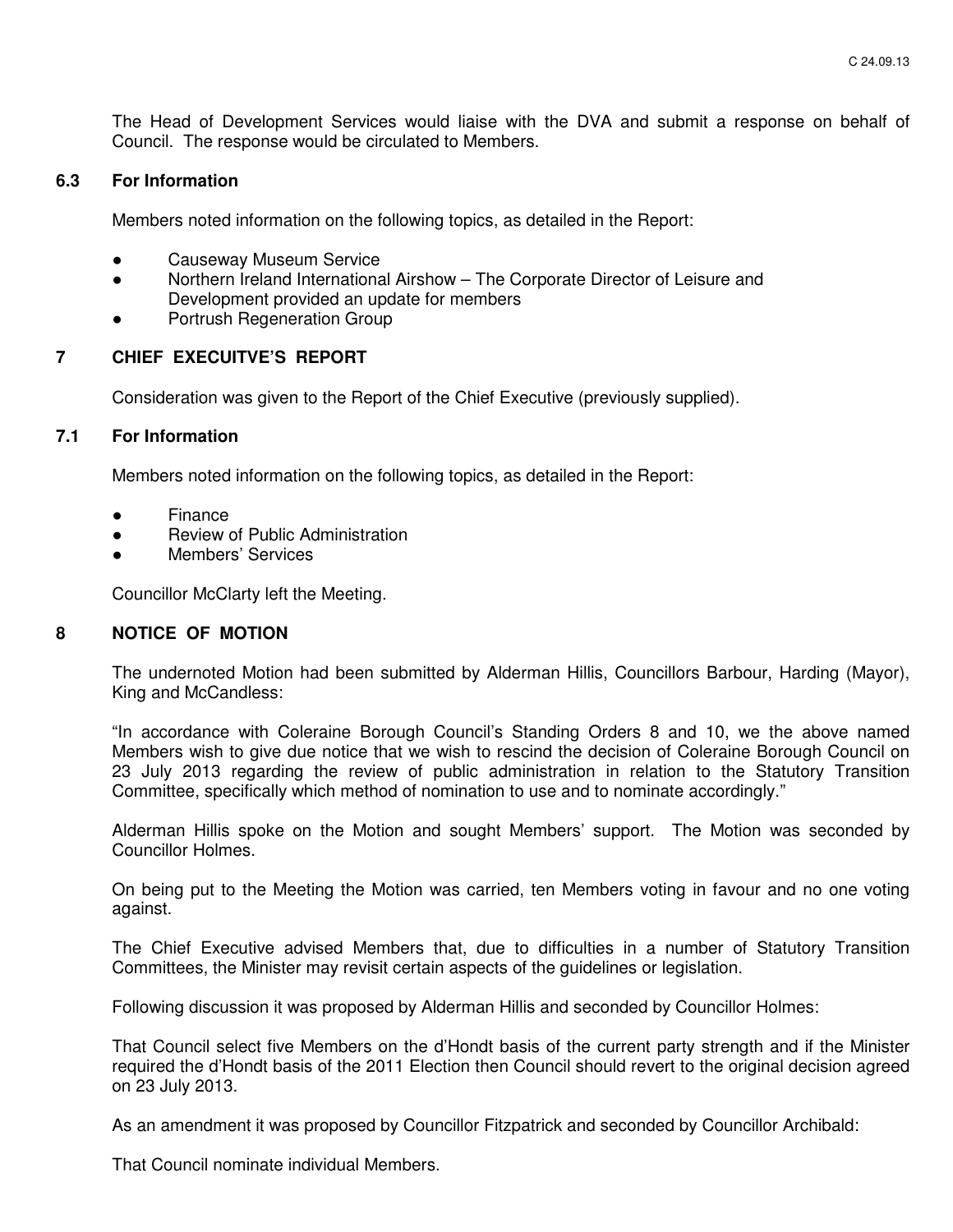The Head of Development Services would liaise with the DVA and submit a response on behalf of Council. The response would be circulated to Members.

### 6.3 For Information

Members noted information on the following topics, as detailed in the Report:

- Causeway Museum Service
- Northern Ireland International Airshow – The Corporate Director of Leisure and Development provided an update for members
- Portrush Regeneration Group

## 7 CHIEF EXECUITVE'S REPORT

Consideration was given to the Report of the Chief Executive (previously supplied).

### 7.1 For Information

Members noted information on the following topics, as detailed in the Report:

- Finance
- Review of Public Administration
- Members' Services

Councillor McClarty left the Meeting.

## 8 NOTICE OF MOTION

The undernoted Motion had been submitted by Alderman Hillis, Councillors Barbour, Harding (Mayor), King and McCandless:

"In accordance with Coleraine Borough Council's Standing Orders 8 and 10, we the above named Members wish to give due notice that we wish to rescind the decision of Coleraine Borough Council on 23 July 2013 regarding the review of public administration in relation to the Statutory Transition Committee, specifically which method of nomination to use and to nominate accordingly."

Alderman Hillis spoke on the Motion and sought Members' support. The Motion was seconded by Councillor Holmes.

On being put to the Meeting the Motion was carried, ten Members voting in favour and no one voting against.

The Chief Executive advised Members that, due to difficulties in a number of Statutory Transition Committees, the Minister may revisit certain aspects of the guidelines or legislation.

Following discussion it was proposed by Alderman Hillis and seconded by Councillor Holmes:

That Council select five Members on the d'Hondt basis of the current party strength and if the Minister required the d'Hondt basis of the 2011 Election then Council should revert to the original decision agreed on 23 July 2013.

As an amendment it was proposed by Councillor Fitzpatrick and seconded by Councillor Archibald:

That Council nominate individual Members.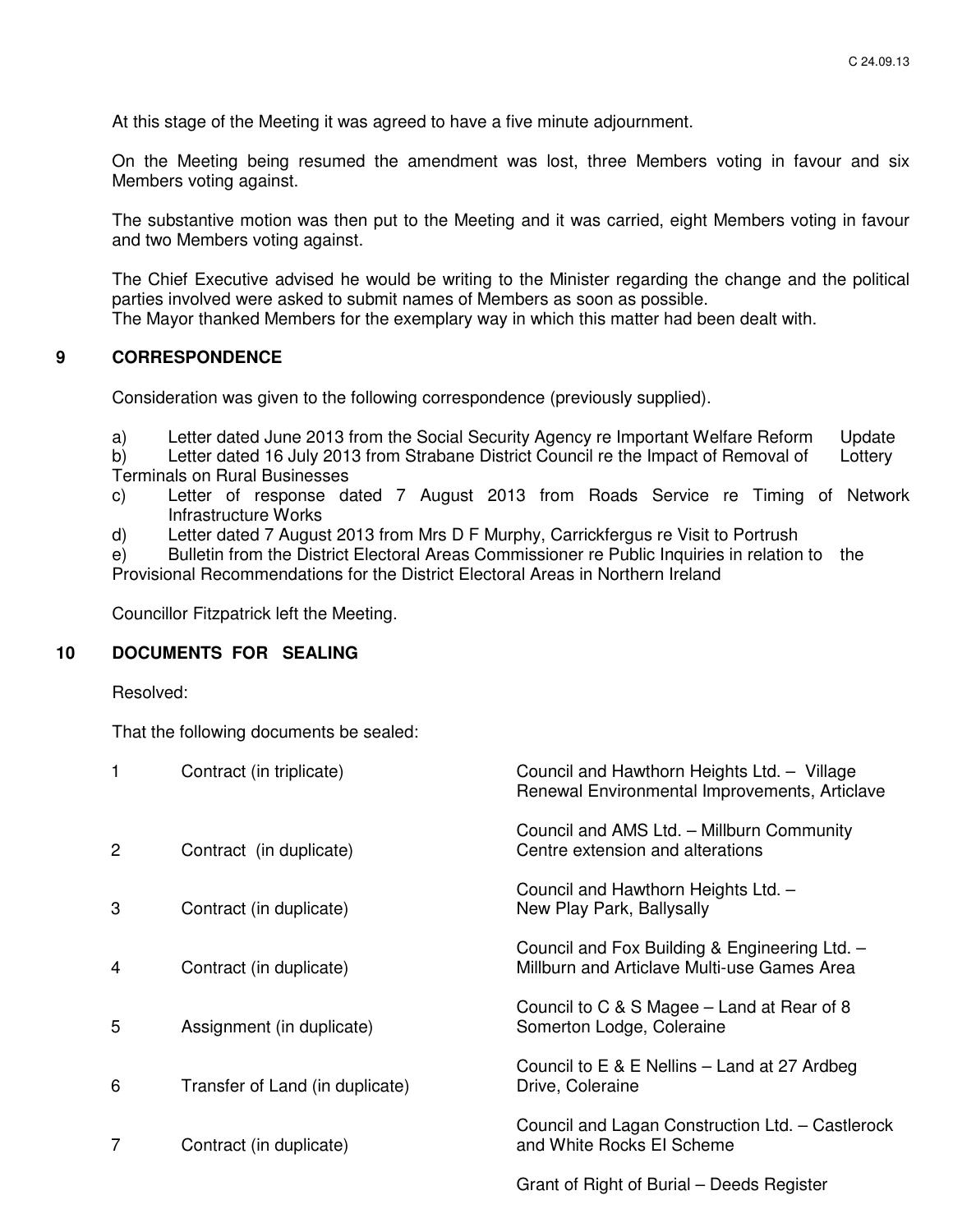At this stage of the Meeting it was agreed to have a five minute adjournment.

On the Meeting being resumed the amendment was lost, three Members voting in favour and six Members voting against.

The substantive motion was then put to the Meeting and it was carried, eight Members voting in favour and two Members voting against.

The Chief Executive advised he would be writing to the Minister regarding the change and the political parties involved were asked to submit names of Members as soon as possible.
The Mayor thanked Members for the exemplary way in which this matter had been dealt with.

## 9 CORRESPONDENCE

Consideration was given to the following correspondence (previously supplied).

a) Letter dated June 2013 from the Social Security Agency re Important Welfare Reform Update
b) Letter dated 16 July 2013 from Strabane District Council re the Impact of Removal of Lottery Terminals on Rural Businesses
c) Letter of response dated 7 August 2013 from Roads Service re Timing of Network Infrastructure Works
d) Letter dated 7 August 2013 from Mrs D F Murphy, Carrickfergus re Visit to Portrush
e) Bulletin from the District Electoral Areas Commissioner re Public Inquiries in relation to the Provisional Recommendations for the District Electoral Areas in Northern Ireland

Councillor Fitzpatrick left the Meeting.

## 10 DOCUMENTS FOR SEALING

Resolved:

That the following documents be sealed:

| | | |
|---|---|---|
| 1 | Contract (in triplicate) | Council and Hawthorn Heights Ltd. – Village Renewal Environmental Improvements, Articlave |
| 2 | Contract (in duplicate) | Council and AMS Ltd. – Millburn Community Centre extension and alterations |
| 3 | Contract (in duplicate) | Council and Hawthorn Heights Ltd. – New Play Park, Ballysally |
| 4 | Contract (in duplicate) | Council and Fox Building & Engineering Ltd. – Millburn and Articlave Multi-use Games Area |
| 5 | Assignment (in duplicate) | Council to C & S Magee – Land at Rear of 8 Somerton Lodge, Coleraine |
| 6 | Transfer of Land (in duplicate) | Council to E & E Nellins – Land at 27 Ardbeg Drive, Coleraine |
| 7 | Contract (in duplicate) | Council and Lagan Construction Ltd. – Castlerock and White Rocks EI Scheme |
| | | Grant of Right of Burial – Deeds Register |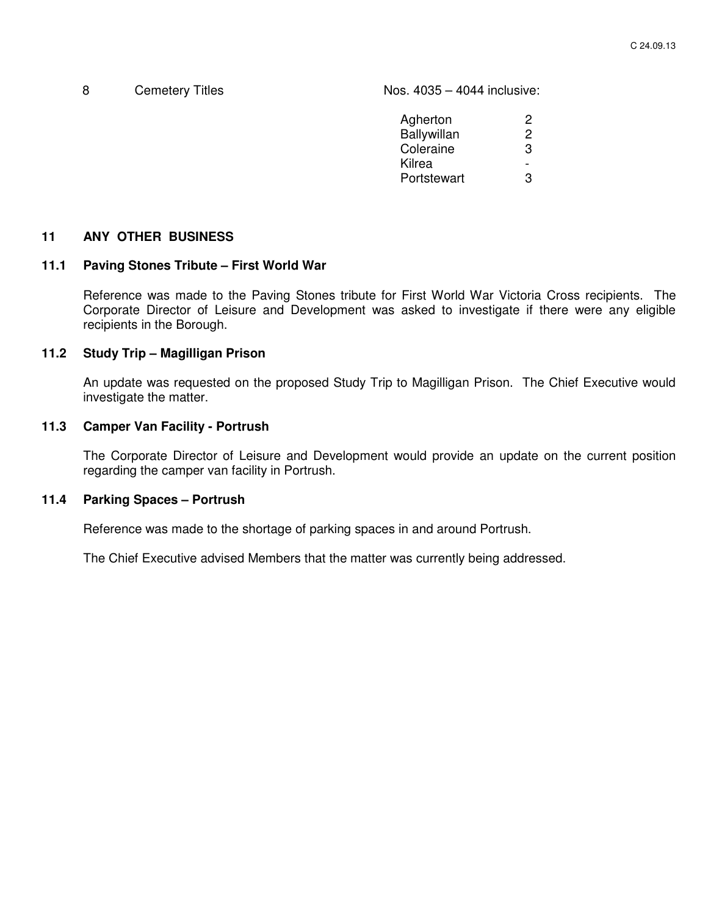8 Cemetery Titles Nos. 4035 – 4044 inclusive:

| | |
|---|---|
| Agherton | 2 |
| Ballywillan | 2 |
| Coleraine | 3 |
| Kilrea | - |
| Portstewart | 3 |

## 11 ANY OTHER BUSINESS

### 11.1 Paving Stones Tribute – First World War

Reference was made to the Paving Stones tribute for First World War Victoria Cross recipients. The Corporate Director of Leisure and Development was asked to investigate if there were any eligible recipients in the Borough.

### 11.2 Study Trip – Magilligan Prison

An update was requested on the proposed Study Trip to Magilligan Prison. The Chief Executive would investigate the matter.

### 11.3 Camper Van Facility - Portrush

The Corporate Director of Leisure and Development would provide an update on the current position regarding the camper van facility in Portrush.

### 11.4 Parking Spaces – Portrush

Reference was made to the shortage of parking spaces in and around Portrush.

The Chief Executive advised Members that the matter was currently being addressed.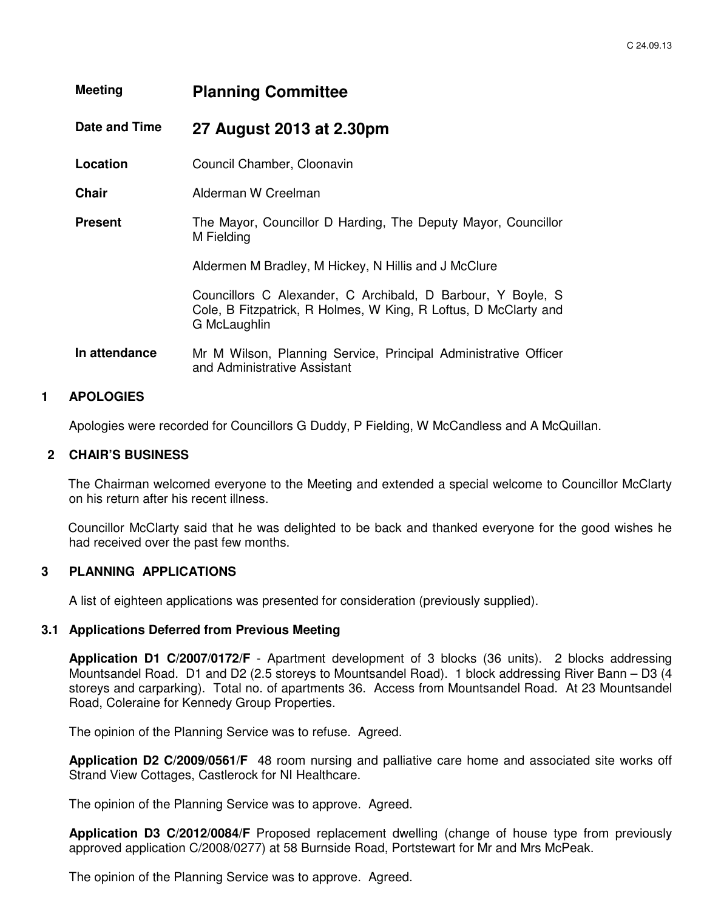C 24.09.13

| | |
|---|---|
| **Meeting** | **Planning Committee** |
| **Date and Time** | **27 August 2013 at 2.30pm** |
| **Location** | Council Chamber, Cloonavin |
| **Chair** | Alderman W Creelman |
| **Present** | The Mayor, Councillor D Harding, The Deputy Mayor, Councillor M Fielding<br><br>Aldermen M Bradley, M Hickey, N Hillis and J McClure<br><br>Councillors C Alexander, C Archibald, D Barbour, Y Boyle, S Cole, B Fitzpatrick, R Holmes, W King, R Loftus, D McClarty and G McLaughlin |
| **In attendance** | Mr M Wilson, Planning Service, Principal Administrative Officer and Administrative Assistant |

## 1 APOLOGIES

Apologies were recorded for Councillors G Duddy, P Fielding, W McCandless and A McQuillan.

## 2 CHAIR'S BUSINESS

The Chairman welcomed everyone to the Meeting and extended a special welcome to Councillor McClarty on his return after his recent illness.

Councillor McClarty said that he was delighted to be back and thanked everyone for the good wishes he had received over the past few months.

## 3 PLANNING APPLICATIONS

A list of eighteen applications was presented for consideration (previously supplied).

### 3.1 Applications Deferred from Previous Meeting

**Application D1 C/2007/0172/F** - Apartment development of 3 blocks (36 units). 2 blocks addressing Mountsandel Road. D1 and D2 (2.5 storeys to Mountsandel Road). 1 block addressing River Bann – D3 (4 storeys and carparking). Total no. of apartments 36. Access from Mountsandel Road. At 23 Mountsandel Road, Coleraine for Kennedy Group Properties.

The opinion of the Planning Service was to refuse. Agreed.

**Application D2 C/2009/0561/F** 48 room nursing and palliative care home and associated site works off Strand View Cottages, Castlerock for NI Healthcare.

The opinion of the Planning Service was to approve. Agreed.

**Application D3 C/2012/0084/F** Proposed replacement dwelling (change of house type from previously approved application C/2008/0277) at 58 Burnside Road, Portstewart for Mr and Mrs McPeak.

The opinion of the Planning Service was to approve. Agreed.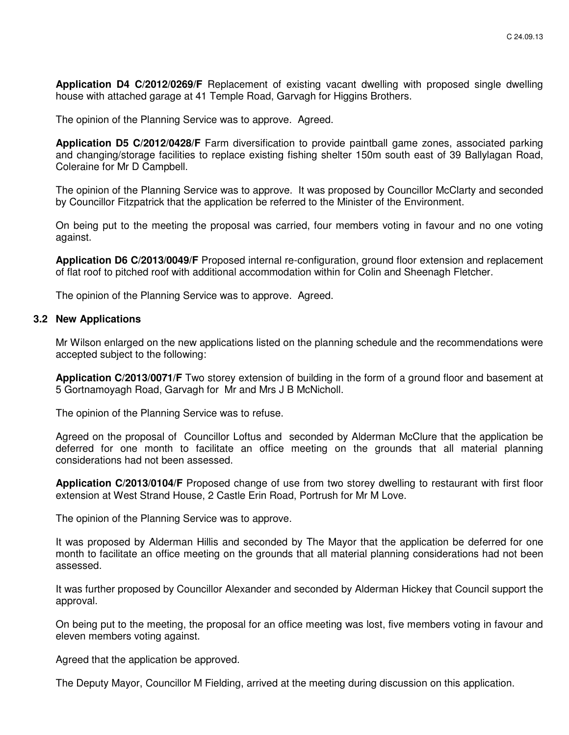**Application D4 C/2012/0269/F** Replacement of existing vacant dwelling with proposed single dwelling house with attached garage at 41 Temple Road, Garvagh for Higgins Brothers.

The opinion of the Planning Service was to approve. Agreed.

**Application D5 C/2012/0428/F** Farm diversification to provide paintball game zones, associated parking and changing/storage facilities to replace existing fishing shelter 150m south east of 39 Ballylagan Road, Coleraine for Mr D Campbell.

The opinion of the Planning Service was to approve. It was proposed by Councillor McClarty and seconded by Councillor Fitzpatrick that the application be referred to the Minister of the Environment.

On being put to the meeting the proposal was carried, four members voting in favour and no one voting against.

**Application D6 C/2013/0049/F** Proposed internal re-configuration, ground floor extension and replacement of flat roof to pitched roof with additional accommodation within for Colin and Sheenagh Fletcher.

The opinion of the Planning Service was to approve. Agreed.

### 3.2 New Applications

Mr Wilson enlarged on the new applications listed on the planning schedule and the recommendations were accepted subject to the following:

**Application C/2013/0071/F** Two storey extension of building in the form of a ground floor and basement at 5 Gortnamoyagh Road, Garvagh for Mr and Mrs J B McNicholl.

The opinion of the Planning Service was to refuse.

Agreed on the proposal of Councillor Loftus and seconded by Alderman McClure that the application be deferred for one month to facilitate an office meeting on the grounds that all material planning considerations had not been assessed.

**Application C/2013/0104/F** Proposed change of use from two storey dwelling to restaurant with first floor extension at West Strand House, 2 Castle Erin Road, Portrush for Mr M Love.

The opinion of the Planning Service was to approve.

It was proposed by Alderman Hillis and seconded by The Mayor that the application be deferred for one month to facilitate an office meeting on the grounds that all material planning considerations had not been assessed.

It was further proposed by Councillor Alexander and seconded by Alderman Hickey that Council support the approval.

On being put to the meeting, the proposal for an office meeting was lost, five members voting in favour and eleven members voting against.

Agreed that the application be approved.

The Deputy Mayor, Councillor M Fielding, arrived at the meeting during discussion on this application.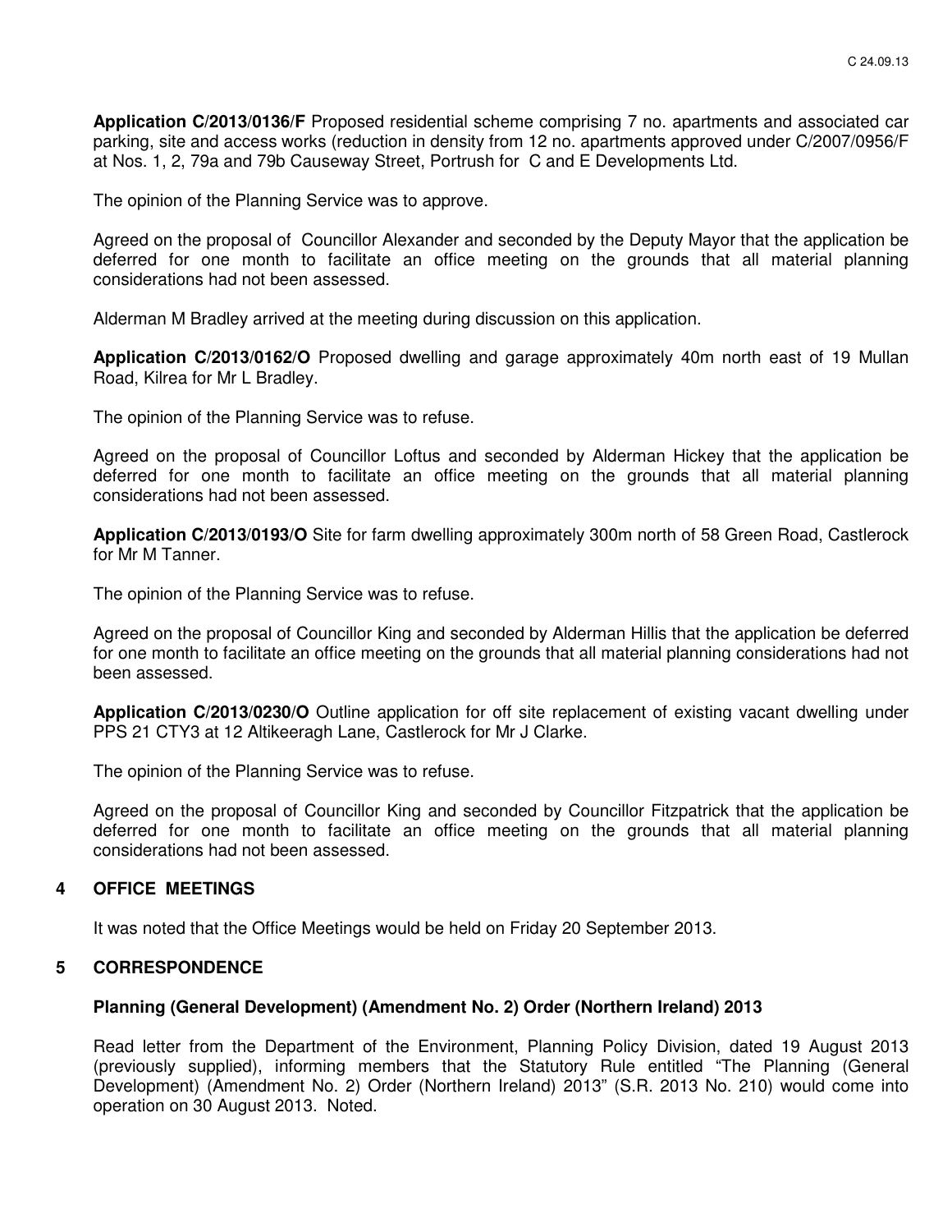**Application C/2013/0136/F** Proposed residential scheme comprising 7 no. apartments and associated car parking, site and access works (reduction in density from 12 no. apartments approved under C/2007/0956/F at Nos. 1, 2, 79a and 79b Causeway Street, Portrush for C and E Developments Ltd.

The opinion of the Planning Service was to approve.

Agreed on the proposal of Councillor Alexander and seconded by the Deputy Mayor that the application be deferred for one month to facilitate an office meeting on the grounds that all material planning considerations had not been assessed.

Alderman M Bradley arrived at the meeting during discussion on this application.

**Application C/2013/0162/O** Proposed dwelling and garage approximately 40m north east of 19 Mullan Road, Kilrea for Mr L Bradley.

The opinion of the Planning Service was to refuse.

Agreed on the proposal of Councillor Loftus and seconded by Alderman Hickey that the application be deferred for one month to facilitate an office meeting on the grounds that all material planning considerations had not been assessed.

**Application C/2013/0193/O** Site for farm dwelling approximately 300m north of 58 Green Road, Castlerock for Mr M Tanner.

The opinion of the Planning Service was to refuse.

Agreed on the proposal of Councillor King and seconded by Alderman Hillis that the application be deferred for one month to facilitate an office meeting on the grounds that all material planning considerations had not been assessed.

**Application C/2013/0230/O** Outline application for off site replacement of existing vacant dwelling under PPS 21 CTY3 at 12 Altikeeragh Lane, Castlerock for Mr J Clarke.

The opinion of the Planning Service was to refuse.

Agreed on the proposal of Councillor King and seconded by Councillor Fitzpatrick that the application be deferred for one month to facilitate an office meeting on the grounds that all material planning considerations had not been assessed.

## 4 OFFICE MEETINGS

It was noted that the Office Meetings would be held on Friday 20 September 2013.

## 5 CORRESPONDENCE

**Planning (General Development) (Amendment No. 2) Order (Northern Ireland) 2013**

Read letter from the Department of the Environment, Planning Policy Division, dated 19 August 2013 (previously supplied), informing members that the Statutory Rule entitled "The Planning (General Development) (Amendment No. 2) Order (Northern Ireland) 2013" (S.R. 2013 No. 210) would come into operation on 30 August 2013. Noted.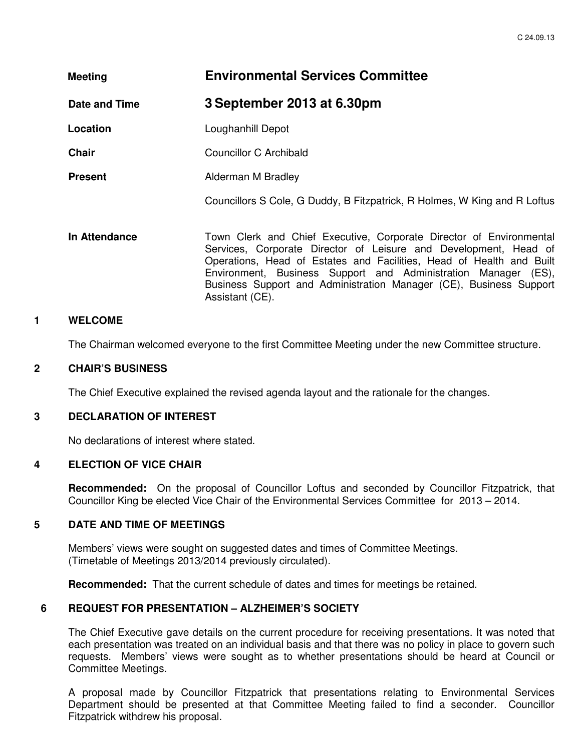| | |
|---|---|
| **Meeting** | **Environmental Services Committee** |
| **Date and Time** | **3 September 2013 at 6.30pm** |
| **Location** | Loughanhill Depot |
| **Chair** | Councillor C Archibald |
| **Present** | Alderman M Bradley<br><br>Councillors S Cole, G Duddy, B Fitzpatrick, R Holmes, W King and R Loftus |
| **In Attendance** | Town Clerk and Chief Executive, Corporate Director of Environmental Services, Corporate Director of Leisure and Development, Head of Operations, Head of Estates and Facilities, Head of Health and Built Environment, Business Support and Administration Manager (ES), Business Support and Administration Manager (CE), Business Support Assistant (CE). |

## 1 WELCOME

The Chairman welcomed everyone to the first Committee Meeting under the new Committee structure.

## 2 CHAIR'S BUSINESS

The Chief Executive explained the revised agenda layout and the rationale for the changes.

## 3 DECLARATION OF INTEREST

No declarations of interest where stated.

## 4 ELECTION OF VICE CHAIR

**Recommended:** On the proposal of Councillor Loftus and seconded by Councillor Fitzpatrick, that Councillor King be elected Vice Chair of the Environmental Services Committee for 2013 – 2014.

## 5 DATE AND TIME OF MEETINGS

Members' views were sought on suggested dates and times of Committee Meetings.
(Timetable of Meetings 2013/2014 previously circulated).

**Recommended:** That the current schedule of dates and times for meetings be retained.

## 6 REQUEST FOR PRESENTATION – ALZHEIMER'S SOCIETY

The Chief Executive gave details on the current procedure for receiving presentations. It was noted that each presentation was treated on an individual basis and that there was no policy in place to govern such requests. Members' views were sought as to whether presentations should be heard at Council or Committee Meetings.

A proposal made by Councillor Fitzpatrick that presentations relating to Environmental Services Department should be presented at that Committee Meeting failed to find a seconder. Councillor Fitzpatrick withdrew his proposal.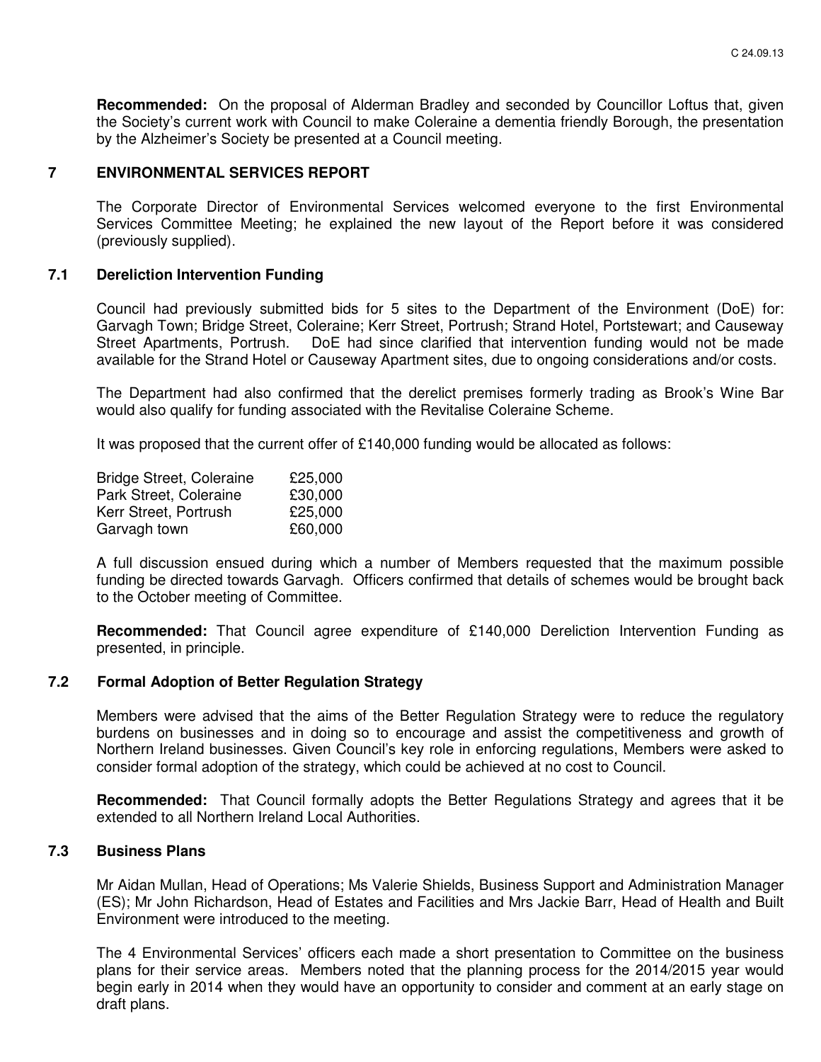**Recommended:** On the proposal of Alderman Bradley and seconded by Councillor Loftus that, given the Society's current work with Council to make Coleraine a dementia friendly Borough, the presentation by the Alzheimer's Society be presented at a Council meeting.

## 7 ENVIRONMENTAL SERVICES REPORT

The Corporate Director of Environmental Services welcomed everyone to the first Environmental Services Committee Meeting; he explained the new layout of the Report before it was considered (previously supplied).

### 7.1 Dereliction Intervention Funding

Council had previously submitted bids for 5 sites to the Department of the Environment (DoE) for: Garvagh Town; Bridge Street, Coleraine; Kerr Street, Portrush; Strand Hotel, Portstewart; and Causeway Street Apartments, Portrush. DoE had since clarified that intervention funding would not be made available for the Strand Hotel or Causeway Apartment sites, due to ongoing considerations and/or costs.

The Department had also confirmed that the derelict premises formerly trading as Brook's Wine Bar would also qualify for funding associated with the Revitalise Coleraine Scheme.

It was proposed that the current offer of £140,000 funding would be allocated as follows:

| | |
|---|---|
| Bridge Street, Coleraine | £25,000 |
| Park Street, Coleraine | £30,000 |
| Kerr Street, Portrush | £25,000 |
| Garvagh town | £60,000 |

A full discussion ensued during which a number of Members requested that the maximum possible funding be directed towards Garvagh. Officers confirmed that details of schemes would be brought back to the October meeting of Committee.

**Recommended:** That Council agree expenditure of £140,000 Dereliction Intervention Funding as presented, in principle.

### 7.2 Formal Adoption of Better Regulation Strategy

Members were advised that the aims of the Better Regulation Strategy were to reduce the regulatory burdens on businesses and in doing so to encourage and assist the competitiveness and growth of Northern Ireland businesses. Given Council's key role in enforcing regulations, Members were asked to consider formal adoption of the strategy, which could be achieved at no cost to Council.

**Recommended:** That Council formally adopts the Better Regulations Strategy and agrees that it be extended to all Northern Ireland Local Authorities.

### 7.3 Business Plans

Mr Aidan Mullan, Head of Operations; Ms Valerie Shields, Business Support and Administration Manager (ES); Mr John Richardson, Head of Estates and Facilities and Mrs Jackie Barr, Head of Health and Built Environment were introduced to the meeting.

The 4 Environmental Services' officers each made a short presentation to Committee on the business plans for their service areas. Members noted that the planning process for the 2014/2015 year would begin early in 2014 when they would have an opportunity to consider and comment at an early stage on draft plans.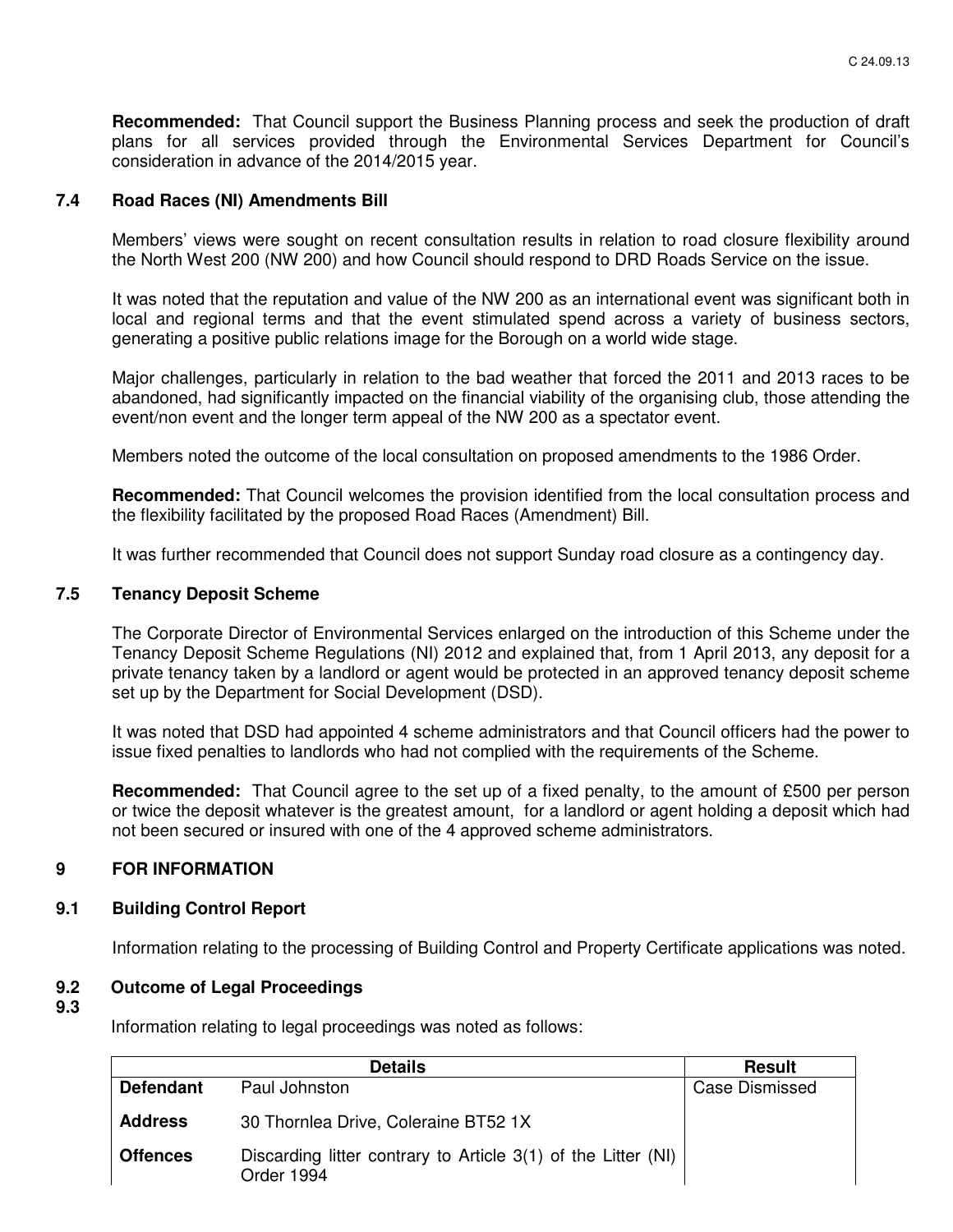**Recommended:** That Council support the Business Planning process and seek the production of draft plans for all services provided through the Environmental Services Department for Council's consideration in advance of the 2014/2015 year.

### 7.4 Road Races (NI) Amendments Bill

Members' views were sought on recent consultation results in relation to road closure flexibility around the North West 200 (NW 200) and how Council should respond to DRD Roads Service on the issue.

It was noted that the reputation and value of the NW 200 as an international event was significant both in local and regional terms and that the event stimulated spend across a variety of business sectors, generating a positive public relations image for the Borough on a world wide stage.

Major challenges, particularly in relation to the bad weather that forced the 2011 and 2013 races to be abandoned, had significantly impacted on the financial viability of the organising club, those attending the event/non event and the longer term appeal of the NW 200 as a spectator event.

Members noted the outcome of the local consultation on proposed amendments to the 1986 Order.

**Recommended:** That Council welcomes the provision identified from the local consultation process and the flexibility facilitated by the proposed Road Races (Amendment) Bill.

It was further recommended that Council does not support Sunday road closure as a contingency day.

### 7.5 Tenancy Deposit Scheme

The Corporate Director of Environmental Services enlarged on the introduction of this Scheme under the Tenancy Deposit Scheme Regulations (NI) 2012 and explained that, from 1 April 2013, any deposit for a private tenancy taken by a landlord or agent would be protected in an approved tenancy deposit scheme set up by the Department for Social Development (DSD).

It was noted that DSD had appointed 4 scheme administrators and that Council officers had the power to issue fixed penalties to landlords who had not complied with the requirements of the Scheme.

**Recommended:** That Council agree to the set up of a fixed penalty, to the amount of £500 per person or twice the deposit whatever is the greatest amount, for a landlord or agent holding a deposit which had not been secured or insured with one of the 4 approved scheme administrators.

## 9 FOR INFORMATION

### 9.1 Building Control Report

Information relating to the processing of Building Control and Property Certificate applications was noted.

### 9.2 Outcome of Legal Proceedings
### 9.3

Information relating to legal proceedings was noted as follows:

| Details | | Result |
|---|---|---|
| **Defendant** | Paul Johnston | Case Dismissed |
| **Address** | 30 Thornlea Drive, Coleraine BT52 1X | |
| **Offences** | Discarding litter contrary to Article 3(1) of the Litter (NI) Order 1994 | |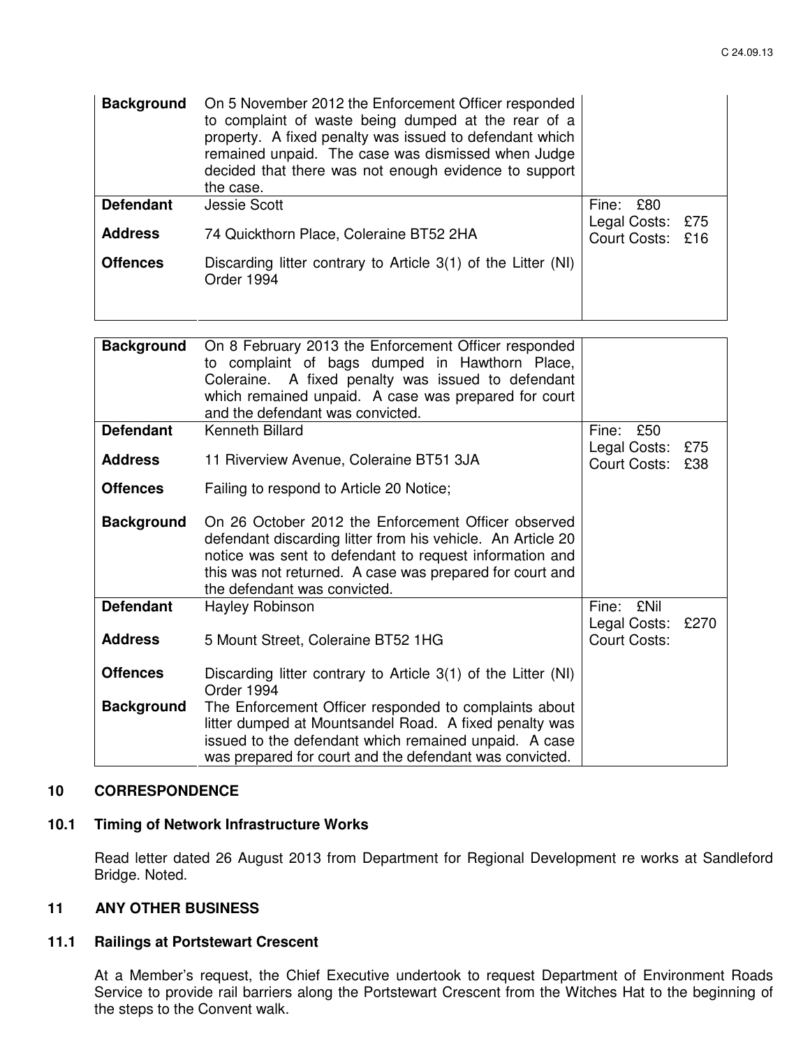| | | |
|---|---|---|
| **Background** | On 5 November 2012 the Enforcement Officer responded to complaint of waste being dumped at the rear of a property. A fixed penalty was issued to defendant which remained unpaid. The case was dismissed when Judge decided that there was not enough evidence to support the case. | |
| **Defendant** | Jessie Scott | Fine: £80<br>Legal Costs: £75<br>Court Costs: £16 |
| **Address** | 74 Quickthorn Place, Coleraine BT52 2HA | |
| **Offences** | Discarding litter contrary to Article 3(1) of the Litter (NI) Order 1994 | |

| | | |
|---|---|---|
| **Background** | On 8 February 2013 the Enforcement Officer responded to complaint of bags dumped in Hawthorn Place, Coleraine. A fixed penalty was issued to defendant which remained unpaid. A case was prepared for court and the defendant was convicted. | |
| **Defendant** | Kenneth Billard | Fine: £50<br>Legal Costs: £75<br>Court Costs: £38 |
| **Address** | 11 Riverview Avenue, Coleraine BT51 3JA | |
| **Offences** | Failing to respond to Article 20 Notice; | |
| **Background** | On 26 October 2012 the Enforcement Officer observed defendant discarding litter from his vehicle. An Article 20 notice was sent to defendant to request information and this was not returned. A case was prepared for court and the defendant was convicted. | |
| **Defendant** | Hayley Robinson | Fine: £Nil<br>Legal Costs: £270<br>Court Costs: |
| **Address** | 5 Mount Street, Coleraine BT52 1HG | |
| **Offences** | Discarding litter contrary to Article 3(1) of the Litter (NI) Order 1994 | |
| **Background** | The Enforcement Officer responded to complaints about litter dumped at Mountsandel Road. A fixed penalty was issued to the defendant which remained unpaid. A case was prepared for court and the defendant was convicted. | |

## 10 CORRESPONDENCE

### 10.1 Timing of Network Infrastructure Works

Read letter dated 26 August 2013 from Department for Regional Development re works at Sandleford Bridge. Noted.

## 11 ANY OTHER BUSINESS

### 11.1 Railings at Portstewart Crescent

At a Member's request, the Chief Executive undertook to request Department of Environment Roads Service to provide rail barriers along the Portstewart Crescent from the Witches Hat to the beginning of the steps to the Convent walk.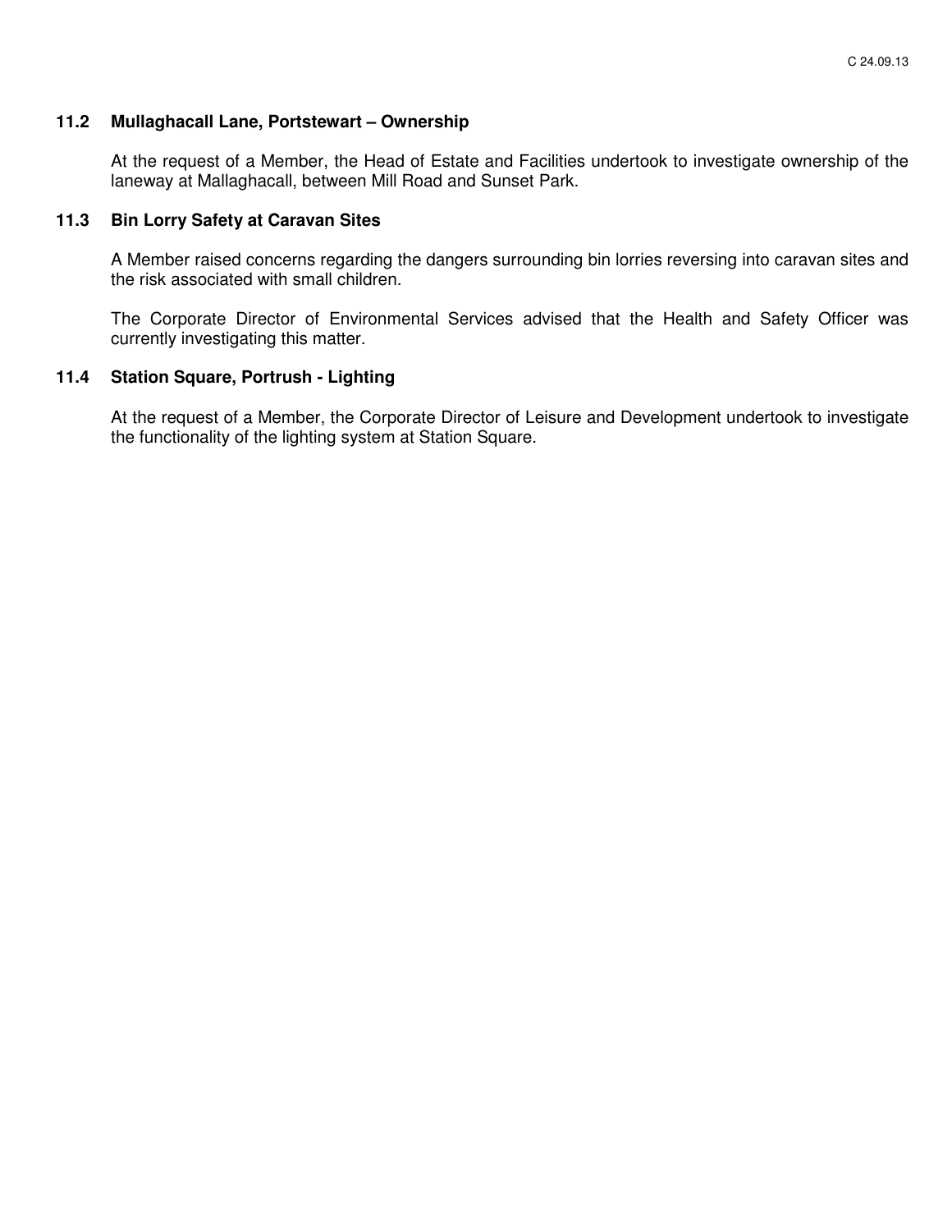### 11.2 Mullaghacall Lane, Portstewart – Ownership

At the request of a Member, the Head of Estate and Facilities undertook to investigate ownership of the laneway at Mallaghacall, between Mill Road and Sunset Park.

### 11.3 Bin Lorry Safety at Caravan Sites

A Member raised concerns regarding the dangers surrounding bin lorries reversing into caravan sites and the risk associated with small children.

The Corporate Director of Environmental Services advised that the Health and Safety Officer was currently investigating this matter.

### 11.4 Station Square, Portrush - Lighting

At the request of a Member, the Corporate Director of Leisure and Development undertook to investigate the functionality of the lighting system at Station Square.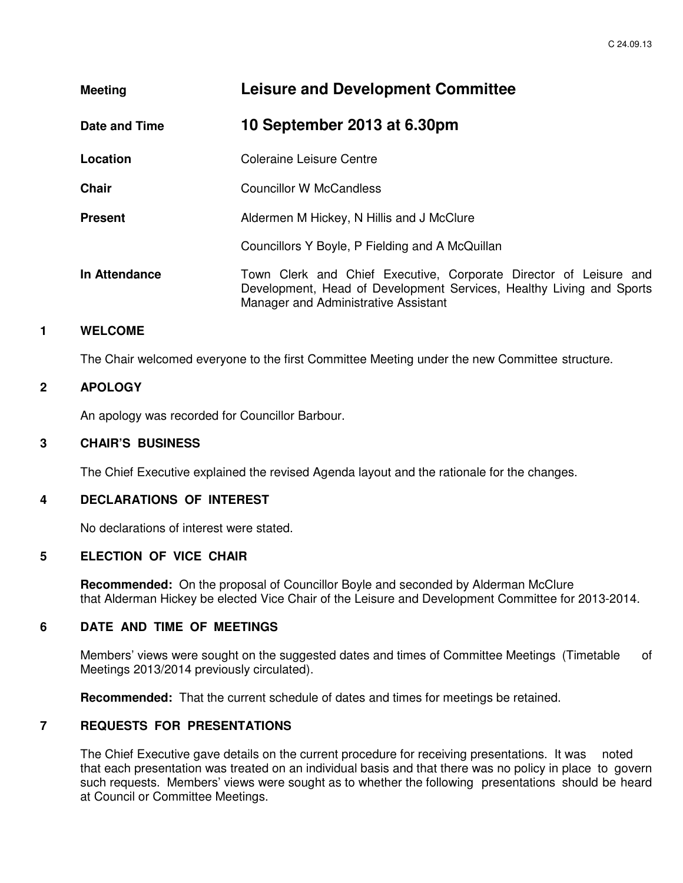C 24.09.13

| | |
|---|---|
| **Meeting** | **Leisure and Development Committee** |
| **Date and Time** | **10 September 2013 at 6.30pm** |
| **Location** | Coleraine Leisure Centre |
| **Chair** | Councillor W McCandless |
| **Present** | Aldermen M Hickey, N Hillis and J McClure |
| | Councillors Y Boyle, P Fielding and A McQuillan |
| **In Attendance** | Town Clerk and Chief Executive, Corporate Director of Leisure and Development, Head of Development Services, Healthy Living and Sports Manager and Administrative Assistant |

## 1 WELCOME

The Chair welcomed everyone to the first Committee Meeting under the new Committee structure.

## 2 APOLOGY

An apology was recorded for Councillor Barbour.

## 3 CHAIR'S BUSINESS

The Chief Executive explained the revised Agenda layout and the rationale for the changes.

## 4 DECLARATIONS OF INTEREST

No declarations of interest were stated.

## 5 ELECTION OF VICE CHAIR

**Recommended:** On the proposal of Councillor Boyle and seconded by Alderman McClure that Alderman Hickey be elected Vice Chair of the Leisure and Development Committee for 2013-2014.

## 6 DATE AND TIME OF MEETINGS

Members' views were sought on the suggested dates and times of Committee Meetings (Timetable of Meetings 2013/2014 previously circulated).

**Recommended:** That the current schedule of dates and times for meetings be retained.

## 7 REQUESTS FOR PRESENTATIONS

The Chief Executive gave details on the current procedure for receiving presentations. It was noted that each presentation was treated on an individual basis and that there was no policy in place to govern such requests. Members' views were sought as to whether the following presentations should be heard at Council or Committee Meetings.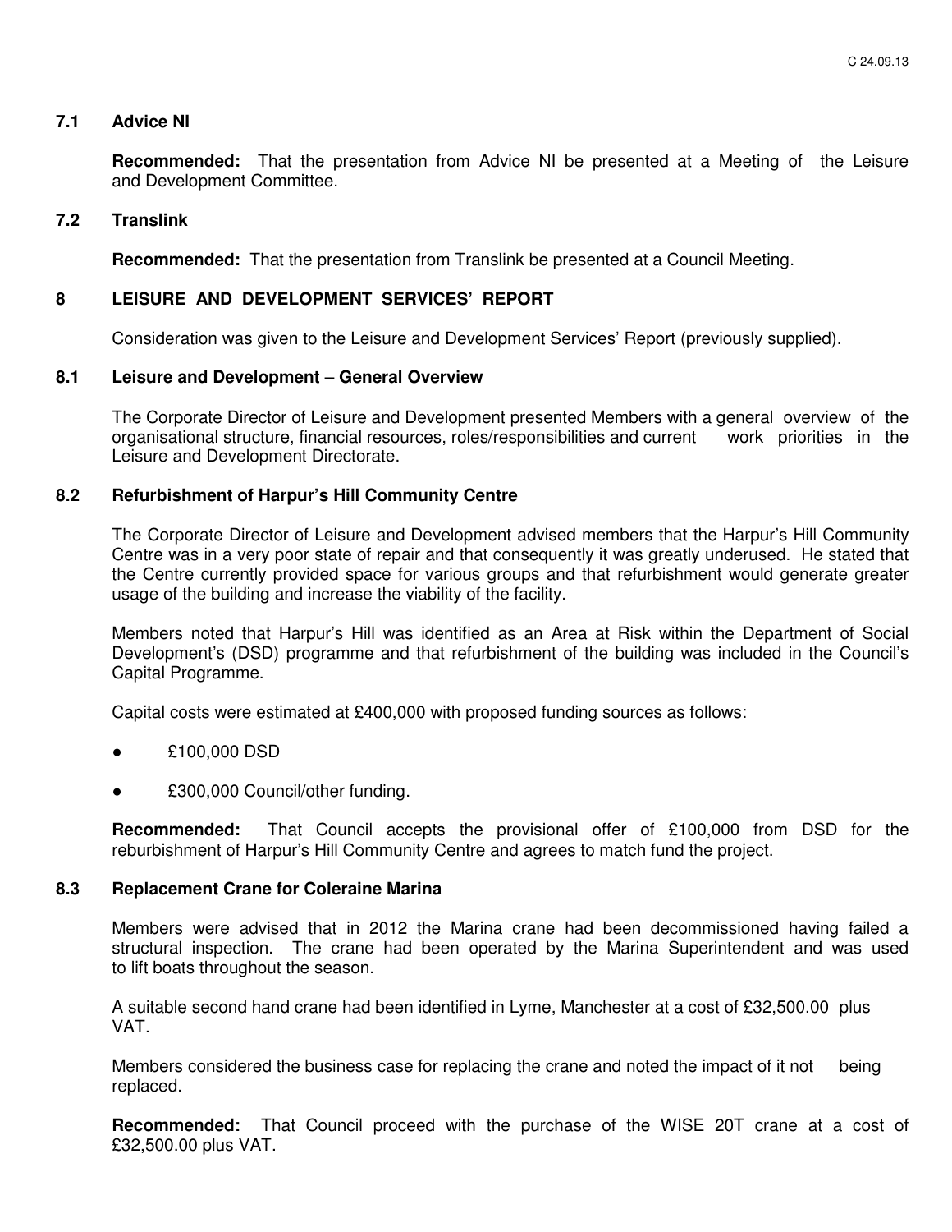### 7.1 Advice NI

**Recommended:** That the presentation from Advice NI be presented at a Meeting of the Leisure and Development Committee.

### 7.2 Translink

**Recommended:** That the presentation from Translink be presented at a Council Meeting.

## 8 LEISURE AND DEVELOPMENT SERVICES' REPORT

Consideration was given to the Leisure and Development Services' Report (previously supplied).

### 8.1 Leisure and Development – General Overview

The Corporate Director of Leisure and Development presented Members with a general overview of the organisational structure, financial resources, roles/responsibilities and current work priorities in the Leisure and Development Directorate.

### 8.2 Refurbishment of Harpur's Hill Community Centre

The Corporate Director of Leisure and Development advised members that the Harpur's Hill Community Centre was in a very poor state of repair and that consequently it was greatly underused. He stated that the Centre currently provided space for various groups and that refurbishment would generate greater usage of the building and increase the viability of the facility.

Members noted that Harpur's Hill was identified as an Area at Risk within the Department of Social Development's (DSD) programme and that refurbishment of the building was included in the Council's Capital Programme.

Capital costs were estimated at £400,000 with proposed funding sources as follows:

- £100,000 DSD
- £300,000 Council/other funding.

**Recommended:** That Council accepts the provisional offer of £100,000 from DSD for the reburbishment of Harpur's Hill Community Centre and agrees to match fund the project.

### 8.3 Replacement Crane for Coleraine Marina

Members were advised that in 2012 the Marina crane had been decommissioned having failed a structural inspection. The crane had been operated by the Marina Superintendent and was used to lift boats throughout the season.

A suitable second hand crane had been identified in Lyme, Manchester at a cost of £32,500.00 plus VAT.

Members considered the business case for replacing the crane and noted the impact of it not being replaced.

**Recommended:** That Council proceed with the purchase of the WISE 20T crane at a cost of £32,500.00 plus VAT.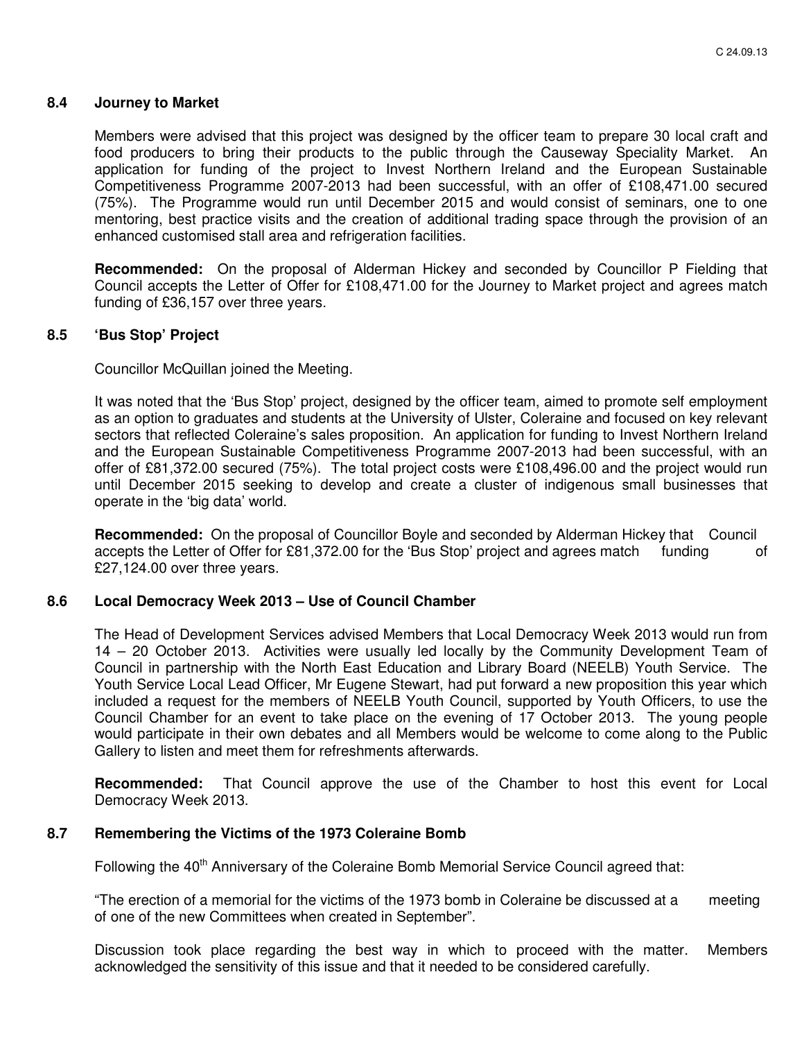### 8.4 Journey to Market

Members were advised that this project was designed by the officer team to prepare 30 local craft and food producers to bring their products to the public through the Causeway Speciality Market. An application for funding of the project to Invest Northern Ireland and the European Sustainable Competitiveness Programme 2007-2013 had been successful, with an offer of £108,471.00 secured (75%). The Programme would run until December 2015 and would consist of seminars, one to one mentoring, best practice visits and the creation of additional trading space through the provision of an enhanced customised stall area and refrigeration facilities.

**Recommended:** On the proposal of Alderman Hickey and seconded by Councillor P Fielding that Council accepts the Letter of Offer for £108,471.00 for the Journey to Market project and agrees match funding of £36,157 over three years.

### 8.5 'Bus Stop' Project

Councillor McQuillan joined the Meeting.

It was noted that the 'Bus Stop' project, designed by the officer team, aimed to promote self employment as an option to graduates and students at the University of Ulster, Coleraine and focused on key relevant sectors that reflected Coleraine's sales proposition. An application for funding to Invest Northern Ireland and the European Sustainable Competitiveness Programme 2007-2013 had been successful, with an offer of £81,372.00 secured (75%). The total project costs were £108,496.00 and the project would run until December 2015 seeking to develop and create a cluster of indigenous small businesses that operate in the 'big data' world.

**Recommended:** On the proposal of Councillor Boyle and seconded by Alderman Hickey that Council accepts the Letter of Offer for £81,372.00 for the 'Bus Stop' project and agrees match funding of £27,124.00 over three years.

### 8.6 Local Democracy Week 2013 – Use of Council Chamber

The Head of Development Services advised Members that Local Democracy Week 2013 would run from 14 – 20 October 2013. Activities were usually led locally by the Community Development Team of Council in partnership with the North East Education and Library Board (NEELB) Youth Service. The Youth Service Local Lead Officer, Mr Eugene Stewart, had put forward a new proposition this year which included a request for the members of NEELB Youth Council, supported by Youth Officers, to use the Council Chamber for an event to take place on the evening of 17 October 2013. The young people would participate in their own debates and all Members would be welcome to come along to the Public Gallery to listen and meet them for refreshments afterwards.

**Recommended:** That Council approve the use of the Chamber to host this event for Local Democracy Week 2013.

### 8.7 Remembering the Victims of the 1973 Coleraine Bomb

Following the 40th Anniversary of the Coleraine Bomb Memorial Service Council agreed that:

"The erection of a memorial for the victims of the 1973 bomb in Coleraine be discussed at a meeting of one of the new Committees when created in September".

Discussion took place regarding the best way in which to proceed with the matter. Members acknowledged the sensitivity of this issue and that it needed to be considered carefully.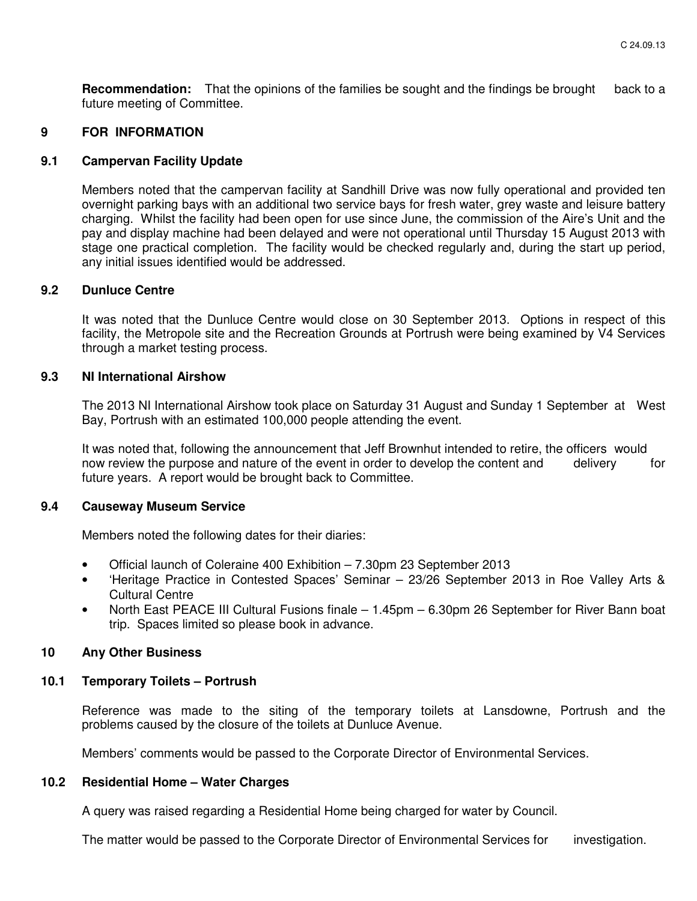**Recommendation:** That the opinions of the families be sought and the findings be brought back to a future meeting of Committee.

## 9 FOR INFORMATION

### 9.1 Campervan Facility Update

Members noted that the campervan facility at Sandhill Drive was now fully operational and provided ten overnight parking bays with an additional two service bays for fresh water, grey waste and leisure battery charging. Whilst the facility had been open for use since June, the commission of the Aire's Unit and the pay and display machine had been delayed and were not operational until Thursday 15 August 2013 with stage one practical completion. The facility would be checked regularly and, during the start up period, any initial issues identified would be addressed.

### 9.2 Dunluce Centre

It was noted that the Dunluce Centre would close on 30 September 2013. Options in respect of this facility, the Metropole site and the Recreation Grounds at Portrush were being examined by V4 Services through a market testing process.

### 9.3 NI International Airshow

The 2013 NI International Airshow took place on Saturday 31 August and Sunday 1 September at West Bay, Portrush with an estimated 100,000 people attending the event.

It was noted that, following the announcement that Jeff Brownhut intended to retire, the officers would now review the purpose and nature of the event in order to develop the content and delivery for future years. A report would be brought back to Committee.

### 9.4 Causeway Museum Service

Members noted the following dates for their diaries:

- Official launch of Coleraine 400 Exhibition – 7.30pm 23 September 2013
- 'Heritage Practice in Contested Spaces' Seminar – 23/26 September 2013 in Roe Valley Arts & Cultural Centre
- North East PEACE III Cultural Fusions finale – 1.45pm – 6.30pm 26 September for River Bann boat trip. Spaces limited so please book in advance.

## 10 Any Other Business

### 10.1 Temporary Toilets – Portrush

Reference was made to the siting of the temporary toilets at Lansdowne, Portrush and the problems caused by the closure of the toilets at Dunluce Avenue.

Members' comments would be passed to the Corporate Director of Environmental Services.

### 10.2 Residential Home – Water Charges

A query was raised regarding a Residential Home being charged for water by Council.

The matter would be passed to the Corporate Director of Environmental Services for investigation.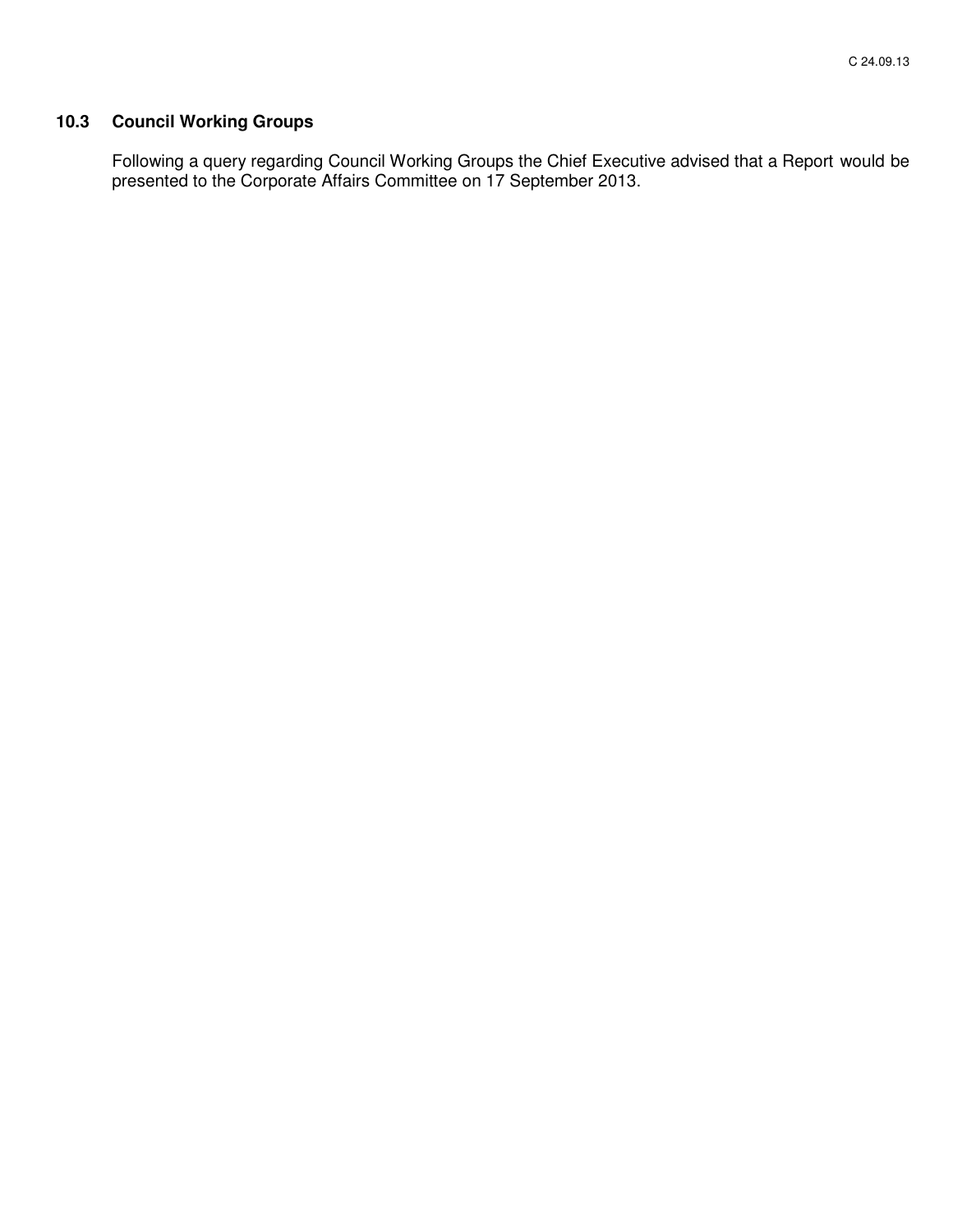### 10.3 Council Working Groups

Following a query regarding Council Working Groups the Chief Executive advised that a Report would be presented to the Corporate Affairs Committee on 17 September 2013.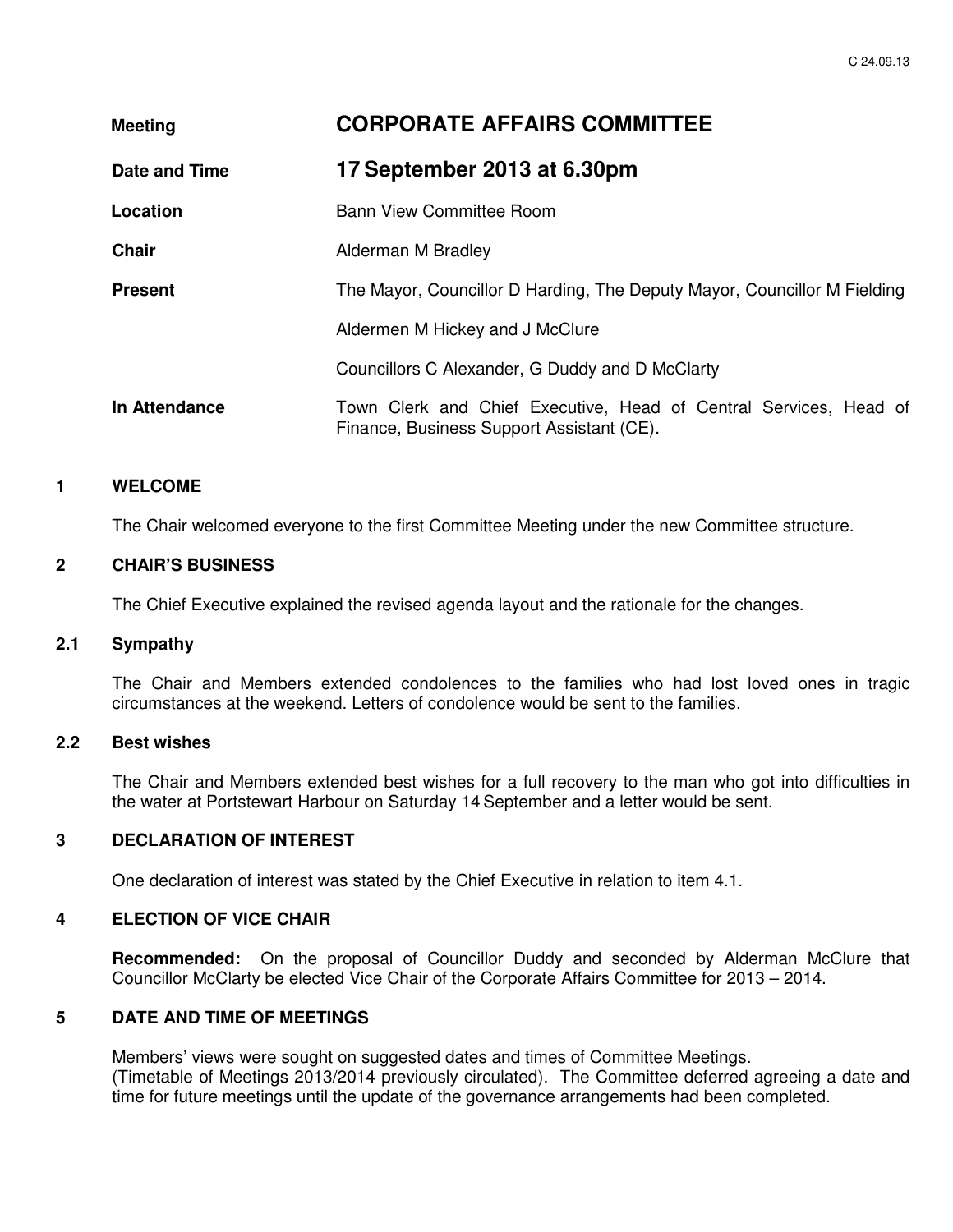C 24.09.13

| | |
|---|---|
| **Meeting** | **CORPORATE AFFAIRS COMMITTEE** |
| **Date and Time** | **17 September 2013 at 6.30pm** |
| **Location** | Bann View Committee Room |
| **Chair** | Alderman M Bradley |
| **Present** | The Mayor, Councillor D Harding, The Deputy Mayor, Councillor M Fielding |
| | Aldermen M Hickey and J McClure |
| | Councillors C Alexander, G Duddy and D McClarty |
| **In Attendance** | Town Clerk and Chief Executive, Head of Central Services, Head of Finance, Business Support Assistant (CE). |

## 1 WELCOME

The Chair welcomed everyone to the first Committee Meeting under the new Committee structure.

## 2 CHAIR'S BUSINESS

The Chief Executive explained the revised agenda layout and the rationale for the changes.

### 2.1 Sympathy

The Chair and Members extended condolences to the families who had lost loved ones in tragic circumstances at the weekend. Letters of condolence would be sent to the families.

### 2.2 Best wishes

The Chair and Members extended best wishes for a full recovery to the man who got into difficulties in the water at Portstewart Harbour on Saturday 14 September and a letter would be sent.

## 3 DECLARATION OF INTEREST

One declaration of interest was stated by the Chief Executive in relation to item 4.1.

## 4 ELECTION OF VICE CHAIR

**Recommended:** On the proposal of Councillor Duddy and seconded by Alderman McClure that Councillor McClarty be elected Vice Chair of the Corporate Affairs Committee for 2013 – 2014.

## 5 DATE AND TIME OF MEETINGS

Members' views were sought on suggested dates and times of Committee Meetings.
(Timetable of Meetings 2013/2014 previously circulated). The Committee deferred agreeing a date and time for future meetings until the update of the governance arrangements had been completed.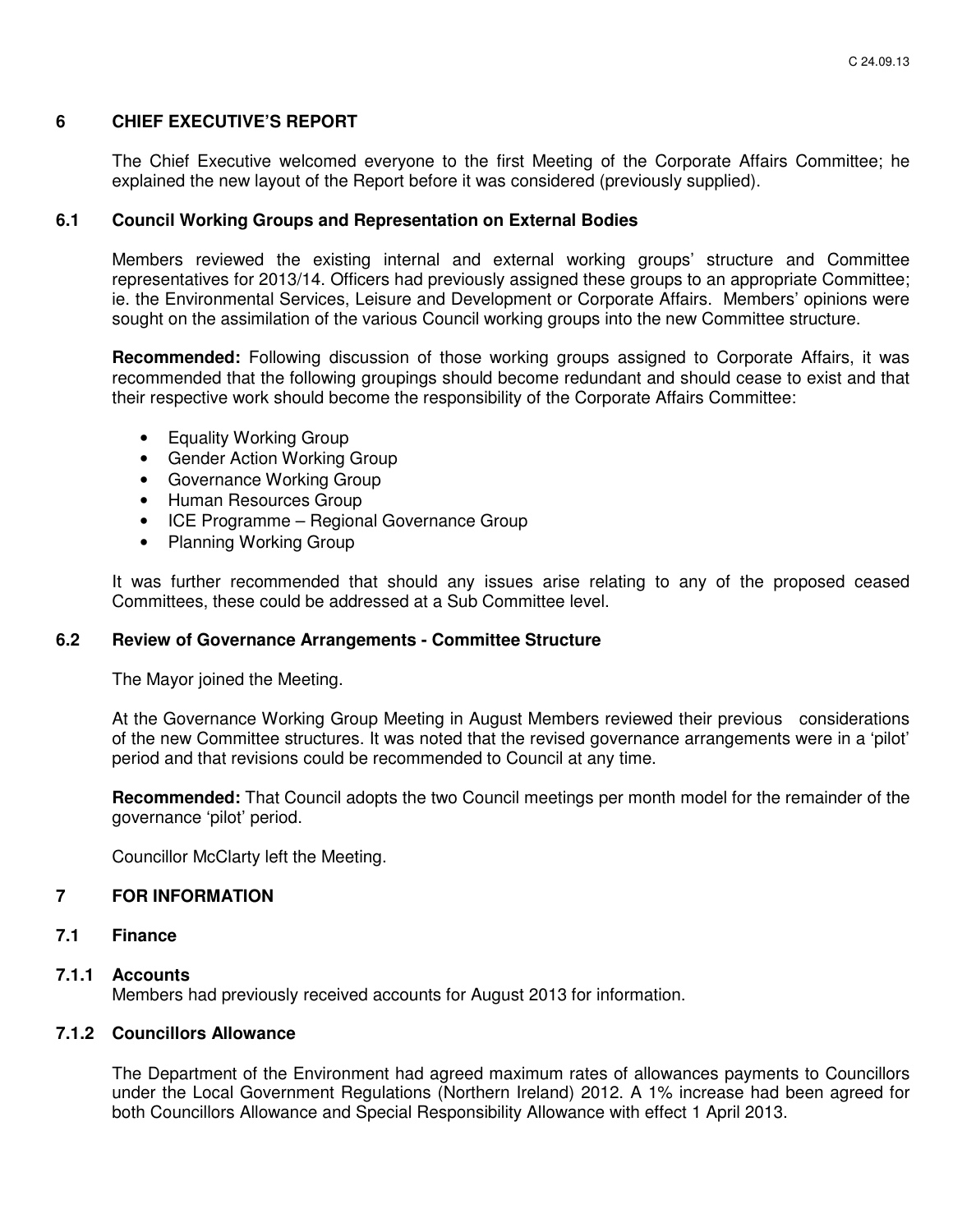## 6 CHIEF EXECUTIVE'S REPORT

The Chief Executive welcomed everyone to the first Meeting of the Corporate Affairs Committee; he explained the new layout of the Report before it was considered (previously supplied).

### 6.1 Council Working Groups and Representation on External Bodies

Members reviewed the existing internal and external working groups' structure and Committee representatives for 2013/14. Officers had previously assigned these groups to an appropriate Committee; ie. the Environmental Services, Leisure and Development or Corporate Affairs. Members' opinions were sought on the assimilation of the various Council working groups into the new Committee structure.

**Recommended:** Following discussion of those working groups assigned to Corporate Affairs, it was recommended that the following groupings should become redundant and should cease to exist and that their respective work should become the responsibility of the Corporate Affairs Committee:

- Equality Working Group
- Gender Action Working Group
- Governance Working Group
- Human Resources Group
- ICE Programme – Regional Governance Group
- Planning Working Group

It was further recommended that should any issues arise relating to any of the proposed ceased Committees, these could be addressed at a Sub Committee level.

### 6.2 Review of Governance Arrangements - Committee Structure

The Mayor joined the Meeting.

At the Governance Working Group Meeting in August Members reviewed their previous considerations of the new Committee structures. It was noted that the revised governance arrangements were in a 'pilot' period and that revisions could be recommended to Council at any time.

**Recommended:** That Council adopts the two Council meetings per month model for the remainder of the governance 'pilot' period.

Councillor McClarty left the Meeting.

## 7 FOR INFORMATION

### 7.1 Finance

#### 7.1.1 Accounts

Members had previously received accounts for August 2013 for information.

#### 7.1.2 Councillors Allowance

The Department of the Environment had agreed maximum rates of allowances payments to Councillors under the Local Government Regulations (Northern Ireland) 2012. A 1% increase had been agreed for both Councillors Allowance and Special Responsibility Allowance with effect 1 April 2013.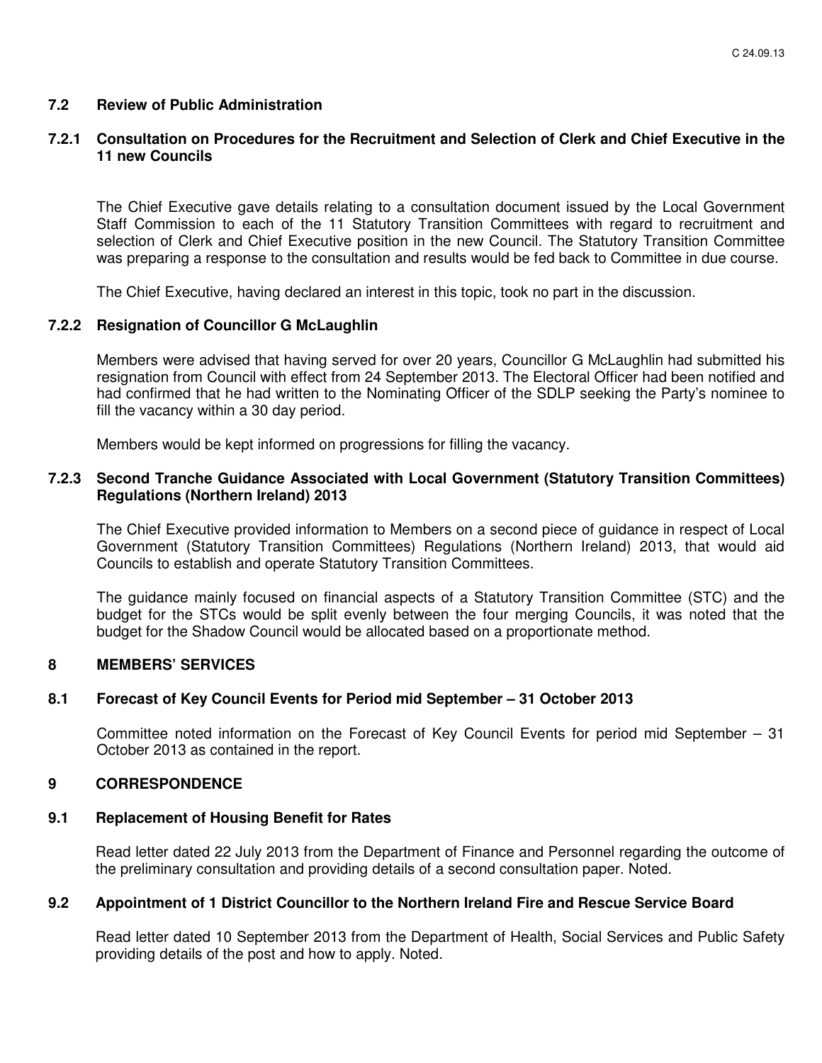### 7.2 Review of Public Administration

#### 7.2.1 Consultation on Procedures for the Recruitment and Selection of Clerk and Chief Executive in the 11 new Councils

The Chief Executive gave details relating to a consultation document issued by the Local Government Staff Commission to each of the 11 Statutory Transition Committees with regard to recruitment and selection of Clerk and Chief Executive position in the new Council. The Statutory Transition Committee was preparing a response to the consultation and results would be fed back to Committee in due course.

The Chief Executive, having declared an interest in this topic, took no part in the discussion.

#### 7.2.2 Resignation of Councillor G McLaughlin

Members were advised that having served for over 20 years, Councillor G McLaughlin had submitted his resignation from Council with effect from 24 September 2013. The Electoral Officer had been notified and had confirmed that he had written to the Nominating Officer of the SDLP seeking the Party's nominee to fill the vacancy within a 30 day period.

Members would be kept informed on progressions for filling the vacancy.

#### 7.2.3 Second Tranche Guidance Associated with Local Government (Statutory Transition Committees) Regulations (Northern Ireland) 2013

The Chief Executive provided information to Members on a second piece of guidance in respect of Local Government (Statutory Transition Committees) Regulations (Northern Ireland) 2013, that would aid Councils to establish and operate Statutory Transition Committees.

The guidance mainly focused on financial aspects of a Statutory Transition Committee (STC) and the budget for the STCs would be split evenly between the four merging Councils, it was noted that the budget for the Shadow Council would be allocated based on a proportionate method.

## 8 MEMBERS' SERVICES

### 8.1 Forecast of Key Council Events for Period mid September – 31 October 2013

Committee noted information on the Forecast of Key Council Events for period mid September – 31 October 2013 as contained in the report.

## 9 CORRESPONDENCE

### 9.1 Replacement of Housing Benefit for Rates

Read letter dated 22 July 2013 from the Department of Finance and Personnel regarding the outcome of the preliminary consultation and providing details of a second consultation paper. Noted.

### 9.2 Appointment of 1 District Councillor to the Northern Ireland Fire and Rescue Service Board

Read letter dated 10 September 2013 from the Department of Health, Social Services and Public Safety providing details of the post and how to apply. Noted.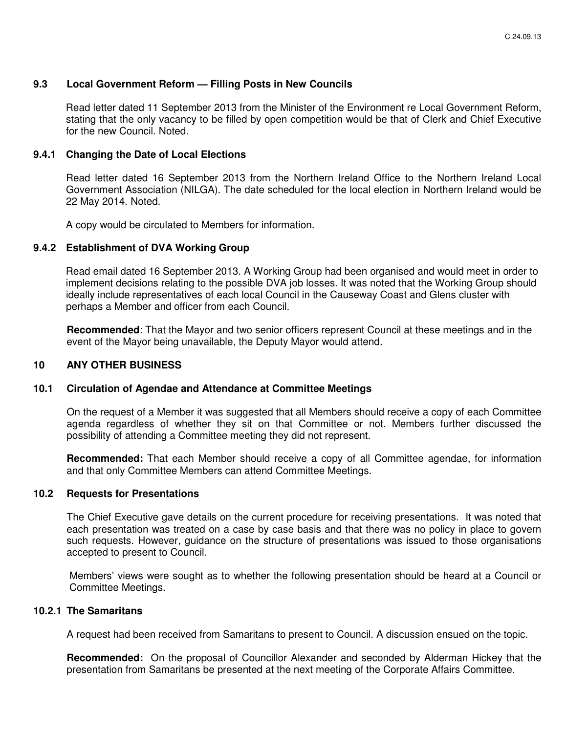### 9.3 Local Government Reform — Filling Posts in New Councils

Read letter dated 11 September 2013 from the Minister of the Environment re Local Government Reform, stating that the only vacancy to be filled by open competition would be that of Clerk and Chief Executive for the new Council. Noted.

### 9.4.1 Changing the Date of Local Elections

Read letter dated 16 September 2013 from the Northern Ireland Office to the Northern Ireland Local Government Association (NILGA). The date scheduled for the local election in Northern Ireland would be 22 May 2014. Noted.

A copy would be circulated to Members for information.

### 9.4.2 Establishment of DVA Working Group

Read email dated 16 September 2013. A Working Group had been organised and would meet in order to implement decisions relating to the possible DVA job losses. It was noted that the Working Group should ideally include representatives of each local Council in the Causeway Coast and Glens cluster with perhaps a Member and officer from each Council.

**Recommended**: That the Mayor and two senior officers represent Council at these meetings and in the event of the Mayor being unavailable, the Deputy Mayor would attend.

## 10 ANY OTHER BUSINESS

### 10.1 Circulation of Agendae and Attendance at Committee Meetings

On the request of a Member it was suggested that all Members should receive a copy of each Committee agenda regardless of whether they sit on that Committee or not. Members further discussed the possibility of attending a Committee meeting they did not represent.

**Recommended:** That each Member should receive a copy of all Committee agendae, for information and that only Committee Members can attend Committee Meetings.

### 10.2 Requests for Presentations

The Chief Executive gave details on the current procedure for receiving presentations. It was noted that each presentation was treated on a case by case basis and that there was no policy in place to govern such requests. However, guidance on the structure of presentations was issued to those organisations accepted to present to Council.

Members' views were sought as to whether the following presentation should be heard at a Council or Committee Meetings.

### 10.2.1 The Samaritans

A request had been received from Samaritans to present to Council. A discussion ensued on the topic.

**Recommended:** On the proposal of Councillor Alexander and seconded by Alderman Hickey that the presentation from Samaritans be presented at the next meeting of the Corporate Affairs Committee.